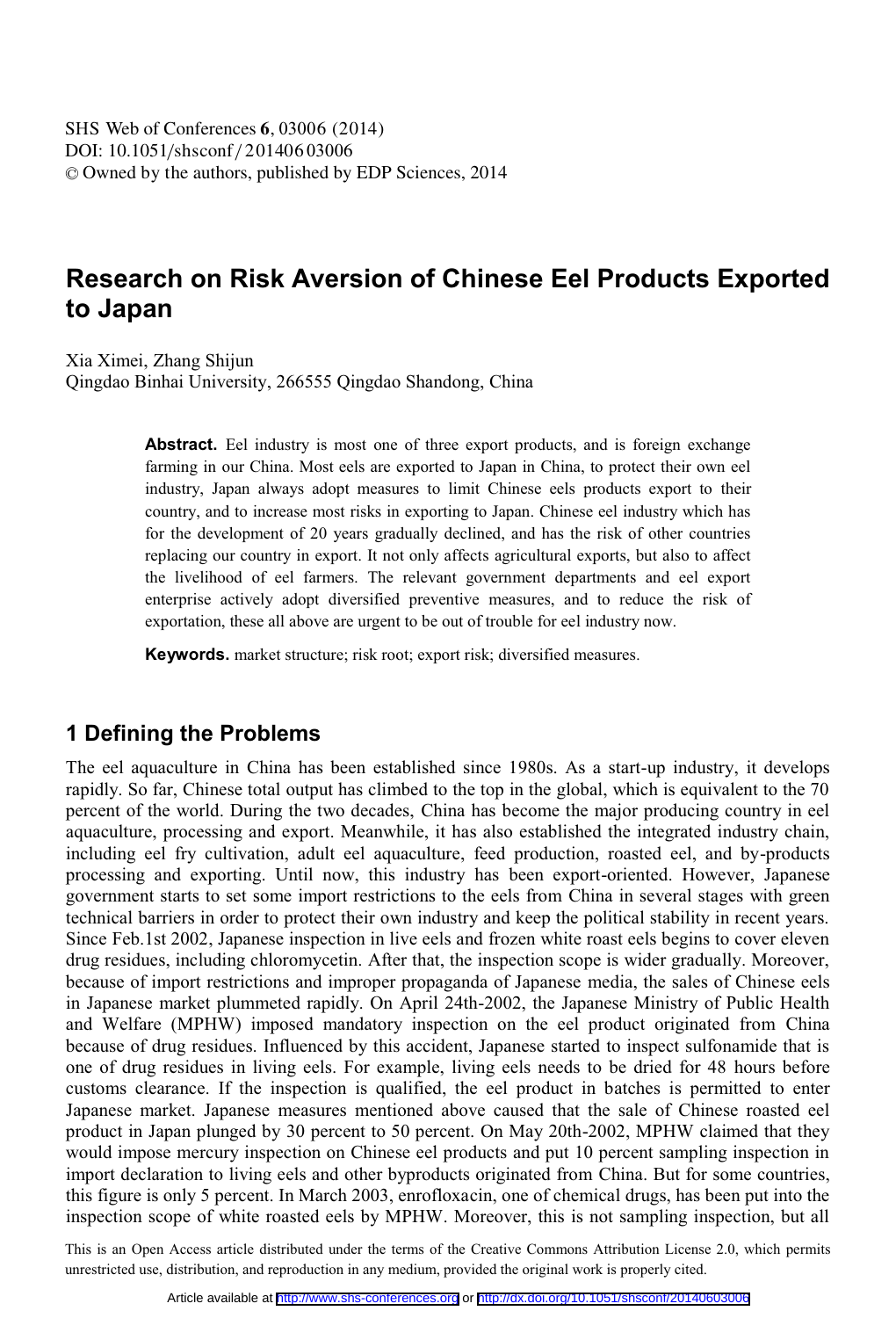# Research on Risk Aversion of Chinese Eel Products Exported to Japan

Xia Ximei, Zhang Shijun
Qingdao Binhai University, 266555 Qingdao Shandong, China

**Abstract.** Eel industry is most one of three export products, and is foreign exchange farming in our China. Most eels are exported to Japan in China, to protect their own eel industry, Japan always adopt measures to limit Chinese eels products export to their country, and to increase most risks in exporting to Japan. Chinese eel industry which has for the development of 20 years gradually declined, and has the risk of other countries replacing our country in export. It not only affects agricultural exports, but also to affect the livelihood of eel farmers. The relevant government departments and eel export enterprise actively adopt diversified preventive measures, and to reduce the risk of exportation, these all above are urgent to be out of trouble for eel industry now.

**Keywords.** market structure; risk root; export risk; diversified measures.

## 1 Defining the Problems

The eel aquaculture in China has been established since 1980s. As a start-up industry, it develops rapidly. So far, Chinese total output has climbed to the top in the global, which is equivalent to the 70 percent of the world. During the two decades, China has become the major producing country in eel aquaculture, processing and export. Meanwhile, it has also established the integrated industry chain, including eel fry cultivation, adult eel aquaculture, feed production, roasted eel, and by-products processing and exporting. Until now, this industry has been export-oriented. However, Japanese government starts to set some import restrictions to the eels from China in several stages with green technical barriers in order to protect their own industry and keep the political stability in recent years. Since Feb.1st 2002, Japanese inspection in live eels and frozen white roast eels begins to cover eleven drug residues, including chloromycetin. After that, the inspection scope is wider gradually. Moreover, because of import restrictions and improper propaganda of Japanese media, the sales of Chinese eels in Japanese market plummeted rapidly. On April 24th-2002, the Japanese Ministry of Public Health and Welfare (MPHW) imposed mandatory inspection on the eel product originated from China because of drug residues. Influenced by this accident, Japanese started to inspect sulfonamide that is one of drug residues in living eels. For example, living eels needs to be dried for 48 hours before customs clearance. If the inspection is qualified, the eel product in batches is permitted to enter Japanese market. Japanese measures mentioned above caused that the sale of Chinese roasted eel product in Japan plunged by 30 percent to 50 percent. On May 20th-2002, MPHW claimed that they would impose mercury inspection on Chinese eel products and put 10 percent sampling inspection in import declaration to living eels and other byproducts originated from China. But for some countries, this figure is only 5 percent. In March 2003, enrofloxacin, one of chemical drugs, has been put into the inspection scope of white roasted eels by MPHW. Moreover, this is not sampling inspection, but all

This is an Open Access article distributed under the terms of the Creative Commons Attribution License 2.0, which permits unrestricted use, distribution, and reproduction in any medium, provided the original work is properly cited.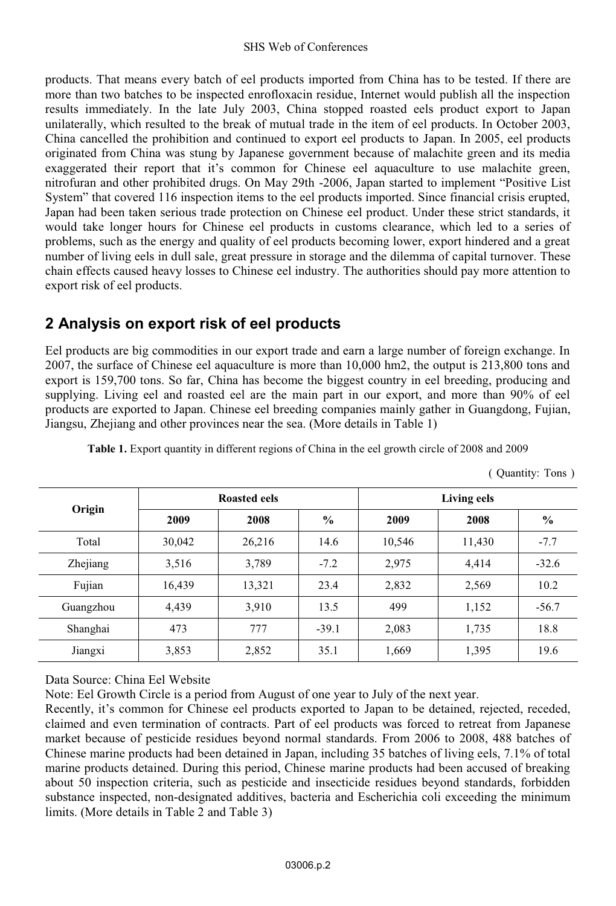products. That means every batch of eel products imported from China has to be tested. If there are more than two batches to be inspected enrofloxacin residue, Internet would publish all the inspection results immediately. In the late July 2003, China stopped roasted eels product export to Japan unilaterally, which resulted to the break of mutual trade in the item of eel products. In October 2003, China cancelled the prohibition and continued to export eel products to Japan. In 2005, eel products originated from China was stung by Japanese government because of malachite green and its media exaggerated their report that it's common for Chinese eel aquaculture to use malachite green, nitrofuran and other prohibited drugs. On May 29th -2006, Japan started to implement "Positive List System" that covered 116 inspection items to the eel products imported. Since financial crisis erupted, Japan had been taken serious trade protection on Chinese eel product. Under these strict standards, it would take longer hours for Chinese eel products in customs clearance, which led to a series of problems, such as the energy and quality of eel products becoming lower, export hindered and a great number of living eels in dull sale, great pressure in storage and the dilemma of capital turnover. These chain effects caused heavy losses to Chinese eel industry. The authorities should pay more attention to export risk of eel products.

## 2 Analysis on export risk of eel products

Eel products are big commodities in our export trade and earn a large number of foreign exchange. In 2007, the surface of Chinese eel aquaculture is more than 10,000 hm2, the output is 213,800 tons and export is 159,700 tons. So far, China has become the biggest country in eel breeding, producing and supplying. Living eel and roasted eel are the main part in our export, and more than 90% of eel products are exported to Japan. Chinese eel breeding companies mainly gather in Guangdong, Fujian, Jiangsu, Zhejiang and other provinces near the sea. (More details in Table 1)

**Table 1.** Export quantity in different regions of China in the eel growth circle of 2008 and 2009

( Quantity: Tons )

| Origin | Roasted eels | | | Living eels | | |
|---|---|---|---|---|---|---|
| | 2009 | 2008 | % | 2009 | 2008 | % |
| Total | 30,042 | 26,216 | 14.6 | 10,546 | 11,430 | -7.7 |
| Zhejiang | 3,516 | 3,789 | -7.2 | 2,975 | 4,414 | -32.6 |
| Fujian | 16,439 | 13,321 | 23.4 | 2,832 | 2,569 | 10.2 |
| Guangzhou | 4,439 | 3,910 | 13.5 | 499 | 1,152 | -56.7 |
| Shanghai | 473 | 777 | -39.1 | 2,083 | 1,735 | 18.8 |
| Jiangxi | 3,853 | 2,852 | 35.1 | 1,669 | 1,395 | 19.6 |

Data Source: China Eel Website

Note: Eel Growth Circle is a period from August of one year to July of the next year.

Recently, it's common for Chinese eel products exported to Japan to be detained, rejected, receded, claimed and even termination of contracts. Part of eel products was forced to retreat from Japanese market because of pesticide residues beyond normal standards. From 2006 to 2008, 488 batches of Chinese marine products had been detained in Japan, including 35 batches of living eels, 7.1% of total marine products detained. During this period, Chinese marine products had been accused of breaking about 50 inspection criteria, such as pesticide and insecticide residues beyond standards, forbidden substance inspected, non-designated additives, bacteria and Escherichia coli exceeding the minimum limits. (More details in Table 2 and Table 3)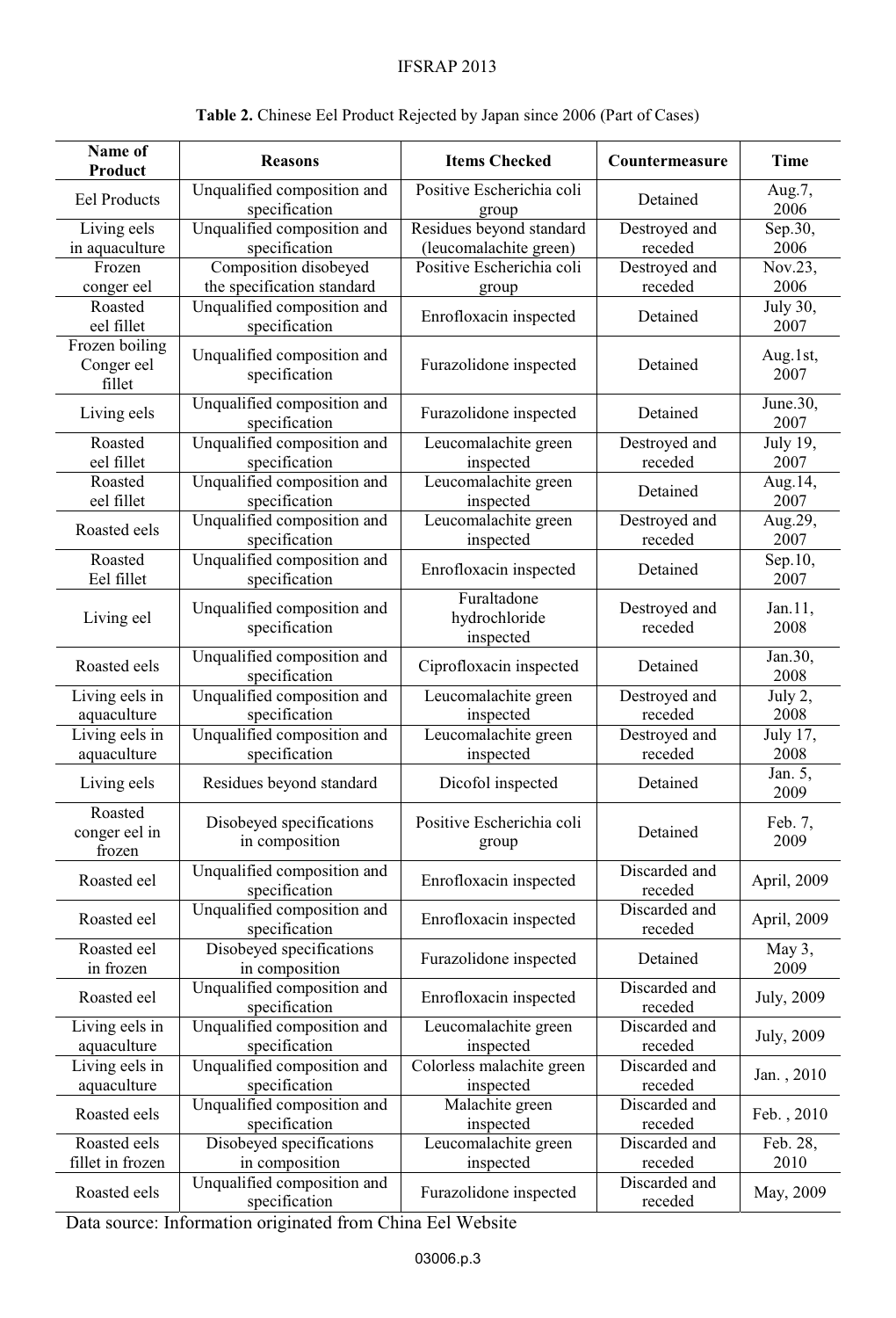**Table 2.** Chinese Eel Product Rejected by Japan since 2006 (Part of Cases)

| Name of Product | Reasons | Items Checked | Countermeasure | Time |
|---|---|---|---|---|
| Eel Products | Unqualified composition and specification | Positive Escherichia coli group | Detained | Aug.7, 2006 |
| Living eels in aquaculture | Unqualified composition and specification | Residues beyond standard (leucomalachite green) | Destroyed and receded | Sep.30, 2006 |
| Frozen conger eel | Composition disobeyed the specification standard | Positive Escherichia coli group | Destroyed and receded | Nov.23, 2006 |
| Roasted eel fillet | Unqualified composition and specification | Enrofloxacin inspected | Detained | July 30, 2007 |
| Frozen boiling Conger eel fillet | Unqualified composition and specification | Furazolidone inspected | Detained | Aug.1st, 2007 |
| Living eels | Unqualified composition and specification | Furazolidone inspected | Detained | June.30, 2007 |
| Roasted eel fillet | Unqualified composition and specification | Leucomalachite green inspected | Destroyed and receded | July 19, 2007 |
| Roasted eel fillet | Unqualified composition and specification | Leucomalachite green inspected | Detained | Aug.14, 2007 |
| Roasted eels | Unqualified composition and specification | Leucomalachite green inspected | Destroyed and receded | Aug.29, 2007 |
| Roasted Eel fillet | Unqualified composition and specification | Enrofloxacin inspected | Detained | Sep.10, 2007 |
| Living eel | Unqualified composition and specification | Furaltadone hydrochloride inspected | Destroyed and receded | Jan.11, 2008 |
| Roasted eels | Unqualified composition and specification | Ciprofloxacin inspected | Detained | Jan.30, 2008 |
| Living eels in aquaculture | Unqualified composition and specification | Leucomalachite green inspected | Destroyed and receded | July 2, 2008 |
| Living eels in aquaculture | Unqualified composition and specification | Leucomalachite green inspected | Destroyed and receded | July 17, 2008 |
| Living eels | Residues beyond standard | Dicofol inspected | Detained | Jan. 5, 2009 |
| Roasted conger eel in frozen | Disobeyed specifications in composition | Positive Escherichia coli group | Detained | Feb. 7, 2009 |
| Roasted eel | Unqualified composition and specification | Enrofloxacin inspected | Discarded and receded | April, 2009 |
| Roasted eel | Unqualified composition and specification | Enrofloxacin inspected | Discarded and receded | April, 2009 |
| Roasted eel in frozen | Disobeyed specifications in composition | Furazolidone inspected | Detained | May 3, 2009 |
| Roasted eel | Unqualified composition and specification | Enrofloxacin inspected | Discarded and receded | July, 2009 |
| Living eels in aquaculture | Unqualified composition and specification | Leucomalachite green inspected | Discarded and receded | July, 2009 |
| Living eels in aquaculture | Unqualified composition and specification | Colorless malachite green inspected | Discarded and receded | Jan. , 2010 |
| Roasted eels | Unqualified composition and specification | Malachite green inspected | Discarded and receded | Feb. , 2010 |
| Roasted eels fillet in frozen | Disobeyed specifications in composition | Leucomalachite green inspected | Discarded and receded | Feb. 28, 2010 |
| Roasted eels | Unqualified composition and specification | Furazolidone inspected | Discarded and receded | May, 2009 |

Data source: Information originated from China Eel Website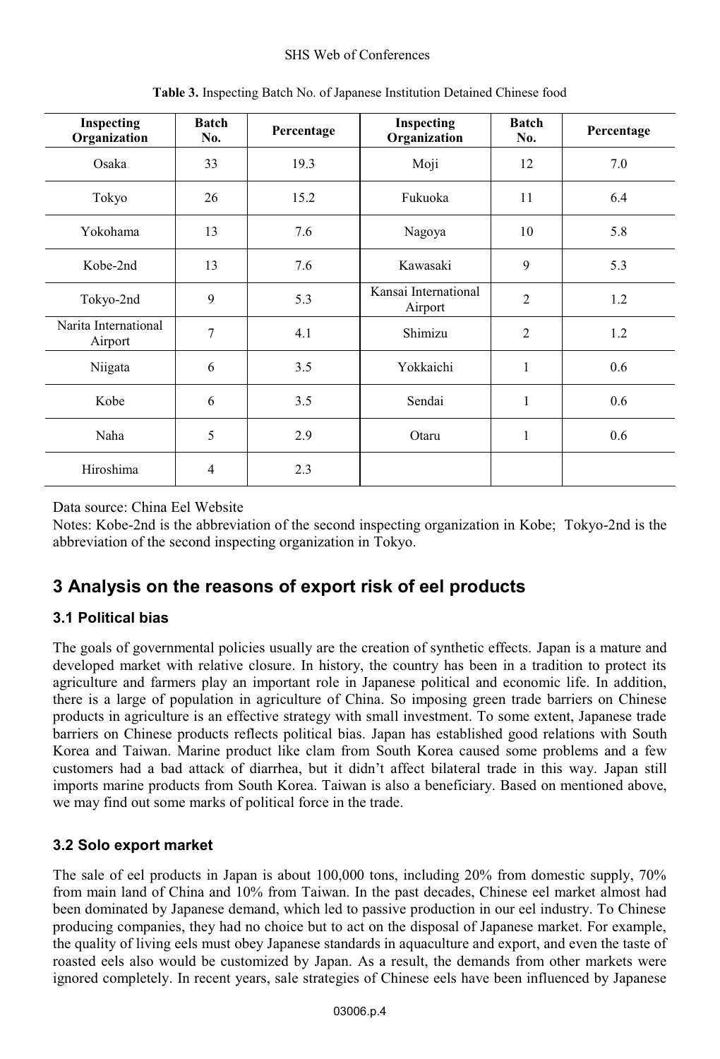**Table 3.** Inspecting Batch No. of Japanese Institution Detained Chinese food

| Inspecting Organization | Batch No. | Percentage | Inspecting Organization | Batch No. | Percentage |
|---|---|---|---|---|---|
| Osaka | 33 | 19.3 | Moji | 12 | 7.0 |
| Tokyo | 26 | 15.2 | Fukuoka | 11 | 6.4 |
| Yokohama | 13 | 7.6 | Nagoya | 10 | 5.8 |
| Kobe-2nd | 13 | 7.6 | Kawasaki | 9 | 5.3 |
| Tokyo-2nd | 9 | 5.3 | Kansai International Airport | 2 | 1.2 |
| Narita International Airport | 7 | 4.1 | Shimizu | 2 | 1.2 |
| Niigata | 6 | 3.5 | Yokkaichi | 1 | 0.6 |
| Kobe | 6 | 3.5 | Sendai | 1 | 0.6 |
| Naha | 5 | 2.9 | Otaru | 1 | 0.6 |
| Hiroshima | 4 | 2.3 | | | |

Data source: China Eel Website

Notes: Kobe-2nd is the abbreviation of the second inspecting organization in Kobe; Tokyo-2nd is the abbreviation of the second inspecting organization in Tokyo.

## 3 Analysis on the reasons of export risk of eel products

### 3.1 Political bias

The goals of governmental policies usually are the creation of synthetic effects. Japan is a mature and developed market with relative closure. In history, the country has been in a tradition to protect its agriculture and farmers play an important role in Japanese political and economic life. In addition, there is a large of population in agriculture of China. So imposing green trade barriers on Chinese products in agriculture is an effective strategy with small investment. To some extent, Japanese trade barriers on Chinese products reflects political bias. Japan has established good relations with South Korea and Taiwan. Marine product like clam from South Korea caused some problems and a few customers had a bad attack of diarrhea, but it didn't affect bilateral trade in this way. Japan still imports marine products from South Korea. Taiwan is also a beneficiary. Based on mentioned above, we may find out some marks of political force in the trade.

### 3.2 Solo export market

The sale of eel products in Japan is about 100,000 tons, including 20% from domestic supply, 70% from main land of China and 10% from Taiwan. In the past decades, Chinese eel market almost had been dominated by Japanese demand, which led to passive production in our eel industry. To Chinese producing companies, they had no choice but to act on the disposal of Japanese market. For example, the quality of living eels must obey Japanese standards in aquaculture and export, and even the taste of roasted eels also would be customized by Japan. As a result, the demands from other markets were ignored completely. In recent years, sale strategies of Chinese eels have been influenced by Japanese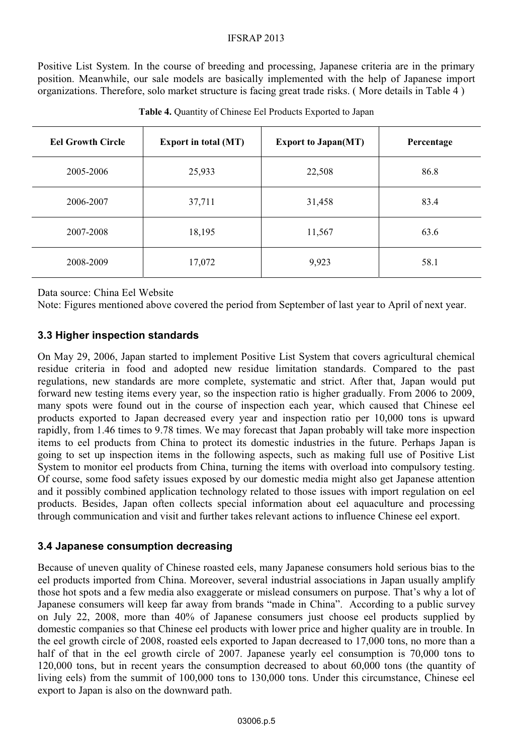Positive List System. In the course of breeding and processing, Japanese criteria are in the primary position. Meanwhile, our sale models are basically implemented with the help of Japanese import organizations. Therefore, solo market structure is facing great trade risks. ( More details in Table 4 )

**Table 4.** Quantity of Chinese Eel Products Exported to Japan

| Eel Growth Circle | Export in total (MT) | Export to Japan(MT) | Percentage |
|---|---|---|---|
| 2005-2006 | 25,933 | 22,508 | 86.8 |
| 2006-2007 | 37,711 | 31,458 | 83.4 |
| 2007-2008 | 18,195 | 11,567 | 63.6 |
| 2008-2009 | 17,072 | 9,923 | 58.1 |

Data source: China Eel Website

Note: Figures mentioned above covered the period from September of last year to April of next year.

### 3.3 Higher inspection standards

On May 29, 2006, Japan started to implement Positive List System that covers agricultural chemical residue criteria in food and adopted new residue limitation standards. Compared to the past regulations, new standards are more complete, systematic and strict. After that, Japan would put forward new testing items every year, so the inspection ratio is higher gradually. From 2006 to 2009, many spots were found out in the course of inspection each year, which caused that Chinese eel products exported to Japan decreased every year and inspection ratio per 10,000 tons is upward rapidly, from 1.46 times to 9.78 times. We may forecast that Japan probably will take more inspection items to eel products from China to protect its domestic industries in the future. Perhaps Japan is going to set up inspection items in the following aspects, such as making full use of Positive List System to monitor eel products from China, turning the items with overload into compulsory testing. Of course, some food safety issues exposed by our domestic media might also get Japanese attention and it possibly combined application technology related to those issues with import regulation on eel products. Besides, Japan often collects special information about eel aquaculture and processing through communication and visit and further takes relevant actions to influence Chinese eel export.

### 3.4 Japanese consumption decreasing

Because of uneven quality of Chinese roasted eels, many Japanese consumers hold serious bias to the eel products imported from China. Moreover, several industrial associations in Japan usually amplify those hot spots and a few media also exaggerate or mislead consumers on purpose. That's why a lot of Japanese consumers will keep far away from brands "made in China". According to a public survey on July 22, 2008, more than 40% of Japanese consumers just choose eel products supplied by domestic companies so that Chinese eel products with lower price and higher quality are in trouble. In the eel growth circle of 2008, roasted eels exported to Japan decreased to 17,000 tons, no more than a half of that in the eel growth circle of 2007. Japanese yearly eel consumption is 70,000 tons to 120,000 tons, but in recent years the consumption decreased to about 60,000 tons (the quantity of living eels) from the summit of 100,000 tons to 130,000 tons. Under this circumstance, Chinese eel export to Japan is also on the downward path.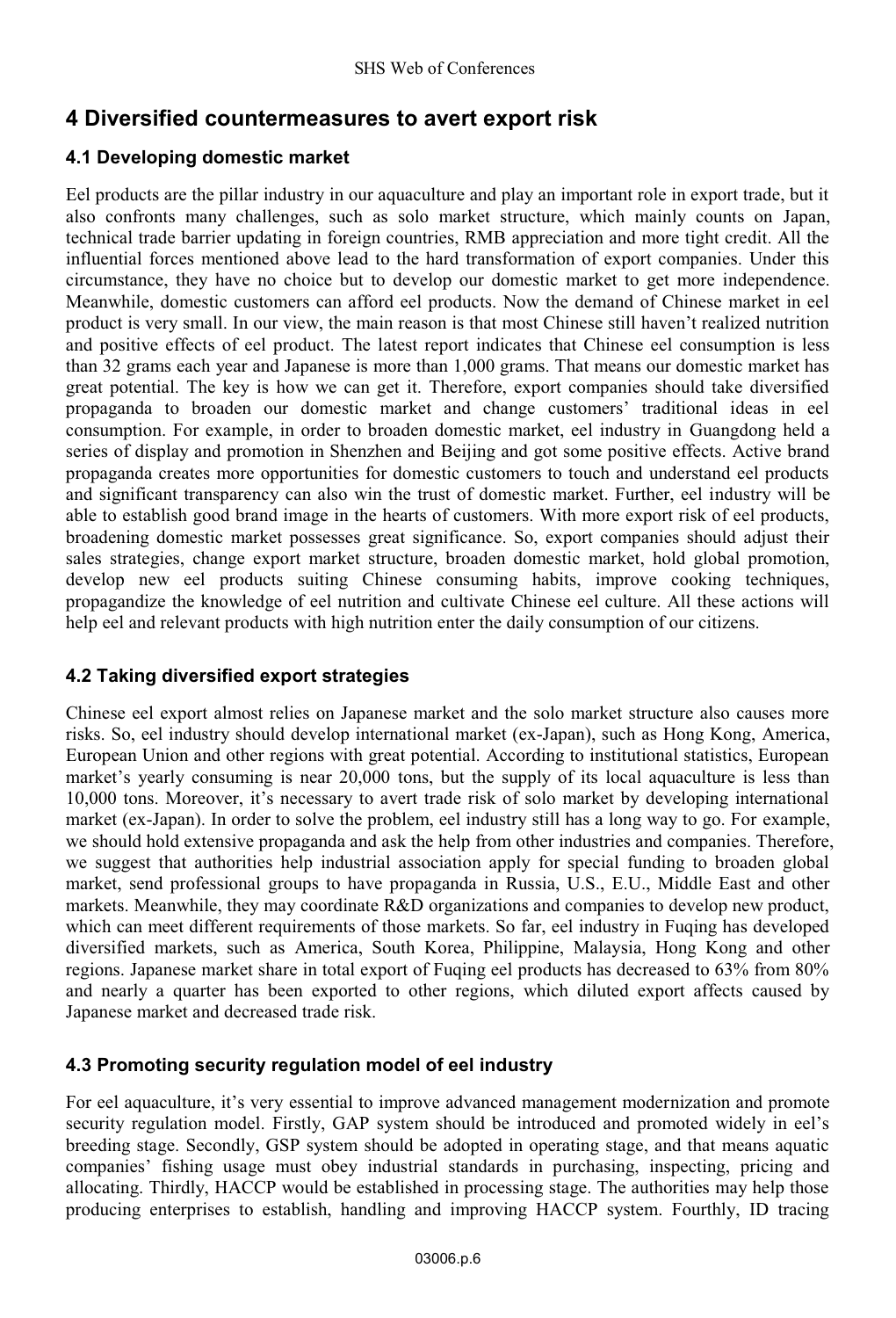## 4 Diversified countermeasures to avert export risk

### 4.1 Developing domestic market

Eel products are the pillar industry in our aquaculture and play an important role in export trade, but it also confronts many challenges, such as solo market structure, which mainly counts on Japan, technical trade barrier updating in foreign countries, RMB appreciation and more tight credit. All the influential forces mentioned above lead to the hard transformation of export companies. Under this circumstance, they have no choice but to develop our domestic market to get more independence. Meanwhile, domestic customers can afford eel products. Now the demand of Chinese market in eel product is very small. In our view, the main reason is that most Chinese still haven't realized nutrition and positive effects of eel product. The latest report indicates that Chinese eel consumption is less than 32 grams each year and Japanese is more than 1,000 grams. That means our domestic market has great potential. The key is how we can get it. Therefore, export companies should take diversified propaganda to broaden our domestic market and change customers' traditional ideas in eel consumption. For example, in order to broaden domestic market, eel industry in Guangdong held a series of display and promotion in Shenzhen and Beijing and got some positive effects. Active brand propaganda creates more opportunities for domestic customers to touch and understand eel products and significant transparency can also win the trust of domestic market. Further, eel industry will be able to establish good brand image in the hearts of customers. With more export risk of eel products, broadening domestic market possesses great significance. So, export companies should adjust their sales strategies, change export market structure, broaden domestic market, hold global promotion, develop new eel products suiting Chinese consuming habits, improve cooking techniques, propagandize the knowledge of eel nutrition and cultivate Chinese eel culture. All these actions will help eel and relevant products with high nutrition enter the daily consumption of our citizens.

### 4.2 Taking diversified export strategies

Chinese eel export almost relies on Japanese market and the solo market structure also causes more risks. So, eel industry should develop international market (ex-Japan), such as Hong Kong, America, European Union and other regions with great potential. According to institutional statistics, European market's yearly consuming is near 20,000 tons, but the supply of its local aquaculture is less than 10,000 tons. Moreover, it's necessary to avert trade risk of solo market by developing international market (ex-Japan). In order to solve the problem, eel industry still has a long way to go. For example, we should hold extensive propaganda and ask the help from other industries and companies. Therefore, we suggest that authorities help industrial association apply for special funding to broaden global market, send professional groups to have propaganda in Russia, U.S., E.U., Middle East and other markets. Meanwhile, they may coordinate R&D organizations and companies to develop new product, which can meet different requirements of those markets. So far, eel industry in Fuqing has developed diversified markets, such as America, South Korea, Philippine, Malaysia, Hong Kong and other regions. Japanese market share in total export of Fuqing eel products has decreased to 63% from 80% and nearly a quarter has been exported to other regions, which diluted export affects caused by Japanese market and decreased trade risk.

### 4.3 Promoting security regulation model of eel industry

For eel aquaculture, it's very essential to improve advanced management modernization and promote security regulation model. Firstly, GAP system should be introduced and promoted widely in eel's breeding stage. Secondly, GSP system should be adopted in operating stage, and that means aquatic companies' fishing usage must obey industrial standards in purchasing, inspecting, pricing and allocating. Thirdly, HACCP would be established in processing stage. The authorities may help those producing enterprises to establish, handling and improving HACCP system. Fourthly, ID tracing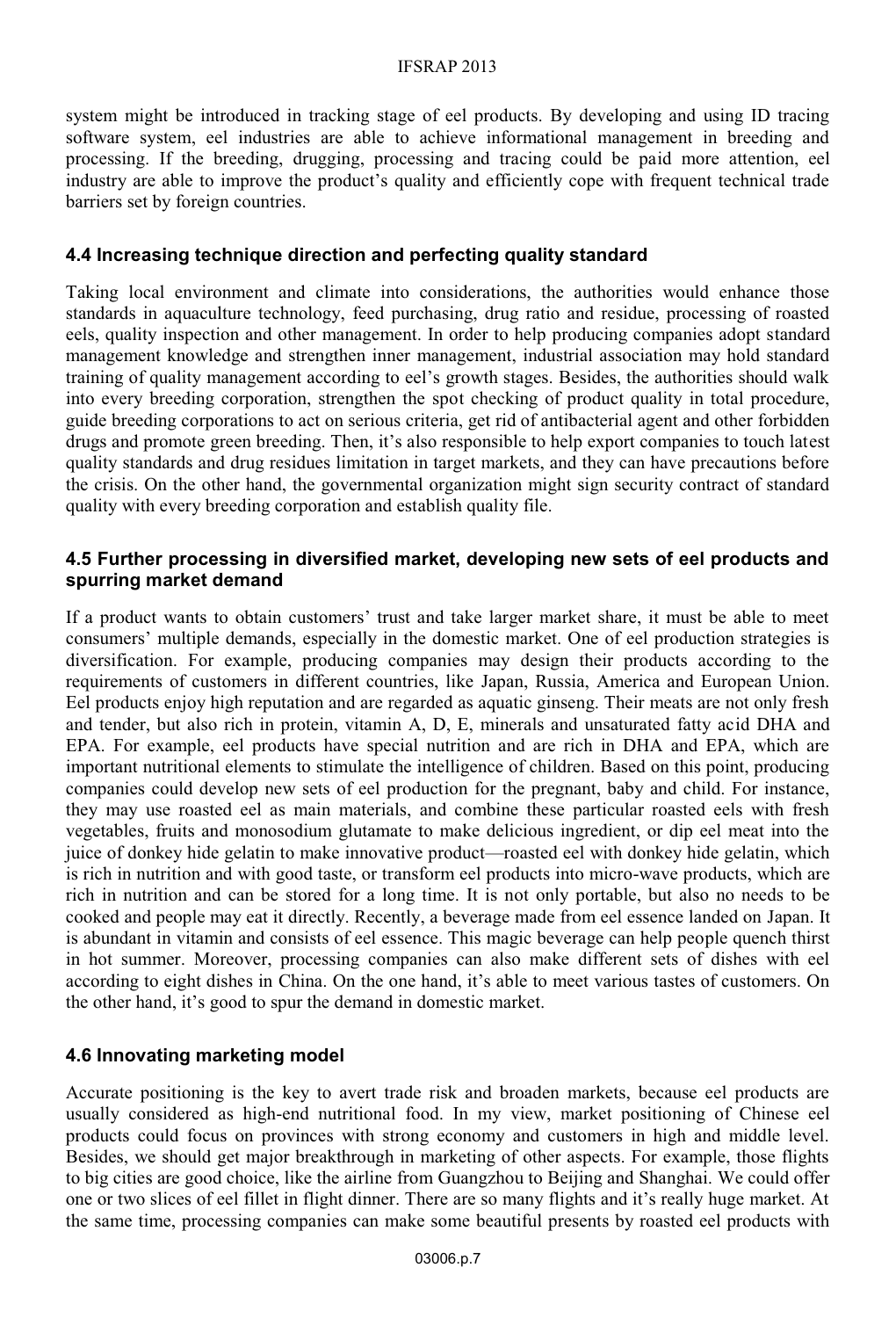system might be introduced in tracking stage of eel products. By developing and using ID tracing software system, eel industries are able to achieve informational management in breeding and processing. If the breeding, drugging, processing and tracing could be paid more attention, eel industry are able to improve the product's quality and efficiently cope with frequent technical trade barriers set by foreign countries.

### 4.4 Increasing technique direction and perfecting quality standard

Taking local environment and climate into considerations, the authorities would enhance those standards in aquaculture technology, feed purchasing, drug ratio and residue, processing of roasted eels, quality inspection and other management. In order to help producing companies adopt standard management knowledge and strengthen inner management, industrial association may hold standard training of quality management according to eel's growth stages. Besides, the authorities should walk into every breeding corporation, strengthen the spot checking of product quality in total procedure, guide breeding corporations to act on serious criteria, get rid of antibacterial agent and other forbidden drugs and promote green breeding. Then, it's also responsible to help export companies to touch latest quality standards and drug residues limitation in target markets, and they can have precautions before the crisis. On the other hand, the governmental organization might sign security contract of standard quality with every breeding corporation and establish quality file.

### 4.5 Further processing in diversified market, developing new sets of eel products and spurring market demand

If a product wants to obtain customers' trust and take larger market share, it must be able to meet consumers' multiple demands, especially in the domestic market. One of eel production strategies is diversification. For example, producing companies may design their products according to the requirements of customers in different countries, like Japan, Russia, America and European Union. Eel products enjoy high reputation and are regarded as aquatic ginseng. Their meats are not only fresh and tender, but also rich in protein, vitamin A, D, E, minerals and unsaturated fatty acid DHA and EPA. For example, eel products have special nutrition and are rich in DHA and EPA, which are important nutritional elements to stimulate the intelligence of children. Based on this point, producing companies could develop new sets of eel production for the pregnant, baby and child. For instance, they may use roasted eel as main materials, and combine these particular roasted eels with fresh vegetables, fruits and monosodium glutamate to make delicious ingredient, or dip eel meat into the juice of donkey hide gelatin to make innovative product—roasted eel with donkey hide gelatin, which is rich in nutrition and with good taste, or transform eel products into micro-wave products, which are rich in nutrition and can be stored for a long time. It is not only portable, but also no needs to be cooked and people may eat it directly. Recently, a beverage made from eel essence landed on Japan. It is abundant in vitamin and consists of eel essence. This magic beverage can help people quench thirst in hot summer. Moreover, processing companies can also make different sets of dishes with eel according to eight dishes in China. On the one hand, it's able to meet various tastes of customers. On the other hand, it's good to spur the demand in domestic market.

### 4.6 Innovating marketing model

Accurate positioning is the key to avert trade risk and broaden markets, because eel products are usually considered as high-end nutritional food. In my view, market positioning of Chinese eel products could focus on provinces with strong economy and customers in high and middle level. Besides, we should get major breakthrough in marketing of other aspects. For example, those flights to big cities are good choice, like the airline from Guangzhou to Beijing and Shanghai. We could offer one or two slices of eel fillet in flight dinner. There are so many flights and it's really huge market. At the same time, processing companies can make some beautiful presents by roasted eel products with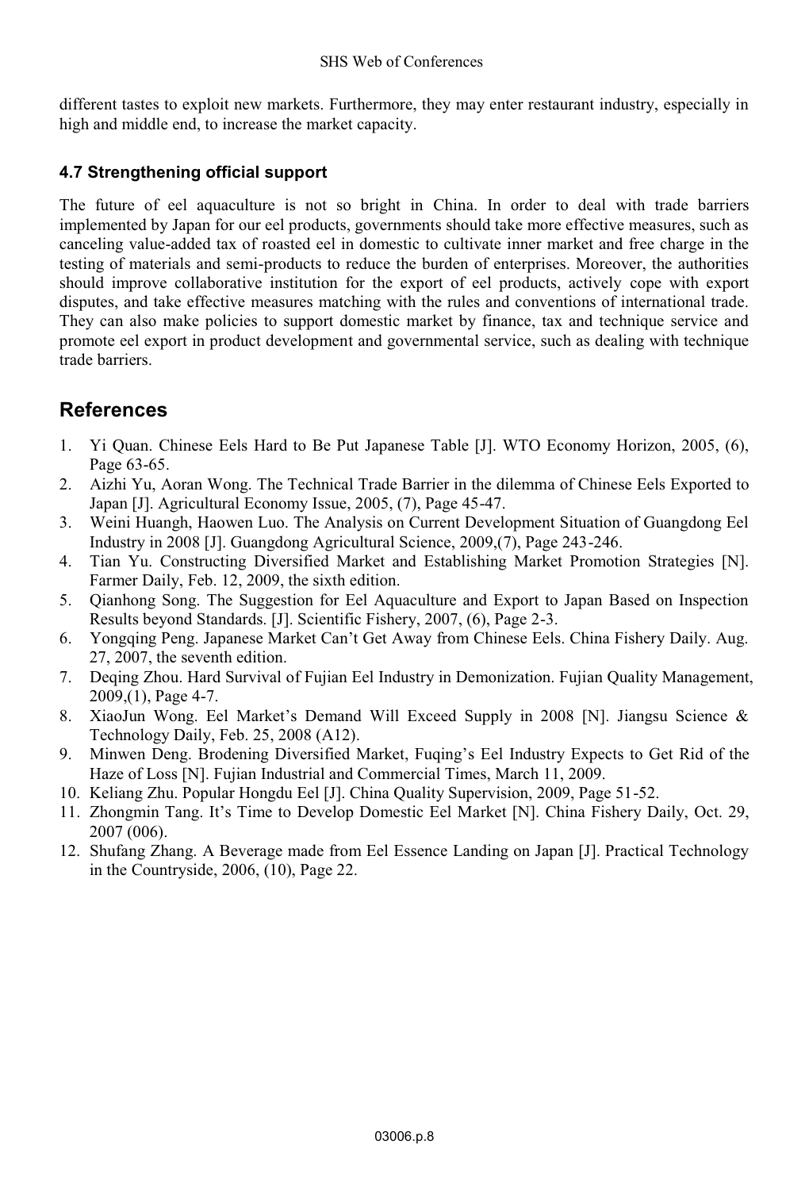different tastes to exploit new markets. Furthermore, they may enter restaurant industry, especially in high and middle end, to increase the market capacity.

### 4.7 Strengthening official support

The future of eel aquaculture is not so bright in China. In order to deal with trade barriers implemented by Japan for our eel products, governments should take more effective measures, such as canceling value-added tax of roasted eel in domestic to cultivate inner market and free charge in the testing of materials and semi-products to reduce the burden of enterprises. Moreover, the authorities should improve collaborative institution for the export of eel products, actively cope with export disputes, and take effective measures matching with the rules and conventions of international trade. They can also make policies to support domestic market by finance, tax and technique service and promote eel export in product development and governmental service, such as dealing with technique trade barriers.

## References

1. Yi Quan. Chinese Eels Hard to Be Put Japanese Table [J]. WTO Economy Horizon, 2005, (6), Page 63-65.
2. Aizhi Yu, Aoran Wong. The Technical Trade Barrier in the dilemma of Chinese Eels Exported to Japan [J]. Agricultural Economy Issue, 2005, (7), Page 45-47.
3. Weini Huangh, Haowen Luo. The Analysis on Current Development Situation of Guangdong Eel Industry in 2008 [J]. Guangdong Agricultural Science, 2009,(7), Page 243-246.
4. Tian Yu. Constructing Diversified Market and Establishing Market Promotion Strategies [N]. Farmer Daily, Feb. 12, 2009, the sixth edition.
5. Qianhong Song. The Suggestion for Eel Aquaculture and Export to Japan Based on Inspection Results beyond Standards. [J]. Scientific Fishery, 2007, (6), Page 2-3.
6. Yongqing Peng. Japanese Market Can't Get Away from Chinese Eels. China Fishery Daily. Aug. 27, 2007, the seventh edition.
7. Deqing Zhou. Hard Survival of Fujian Eel Industry in Demonization. Fujian Quality Management, 2009,(1), Page 4-7.
8. XiaoJun Wong. Eel Market's Demand Will Exceed Supply in 2008 [N]. Jiangsu Science & Technology Daily, Feb. 25, 2008 (A12).
9. Minwen Deng. Brodening Diversified Market, Fuqing's Eel Industry Expects to Get Rid of the Haze of Loss [N]. Fujian Industrial and Commercial Times, March 11, 2009.
10. Keliang Zhu. Popular Hongdu Eel [J]. China Quality Supervision, 2009, Page 51-52.
11. Zhongmin Tang. It's Time to Develop Domestic Eel Market [N]. China Fishery Daily, Oct. 29, 2007 (006).
12. Shufang Zhang. A Beverage made from Eel Essence Landing on Japan [J]. Practical Technology in the Countryside, 2006, (10), Page 22.